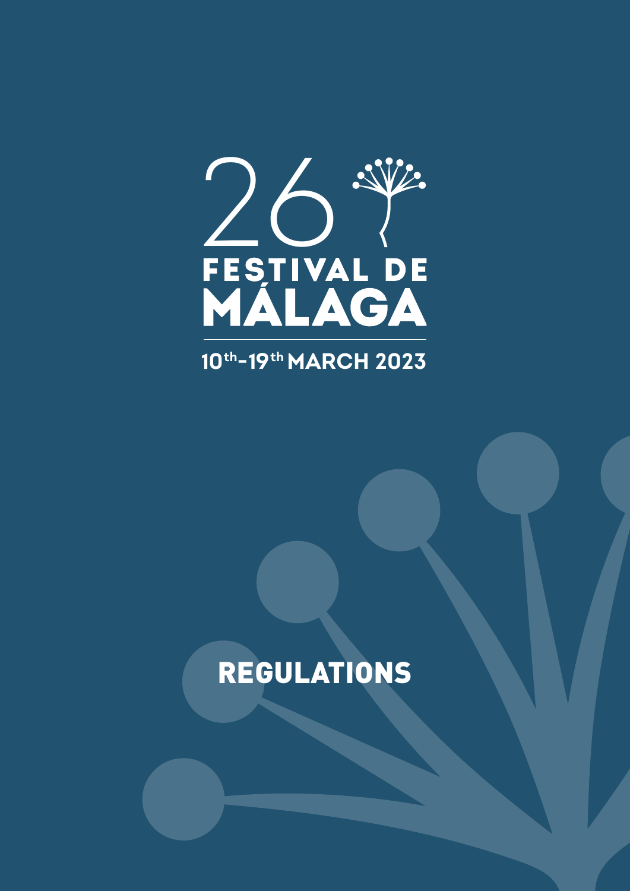26

# FESTIVAL DE MÁLAGA

10th-19th MARCH 2023

# REGULATIONS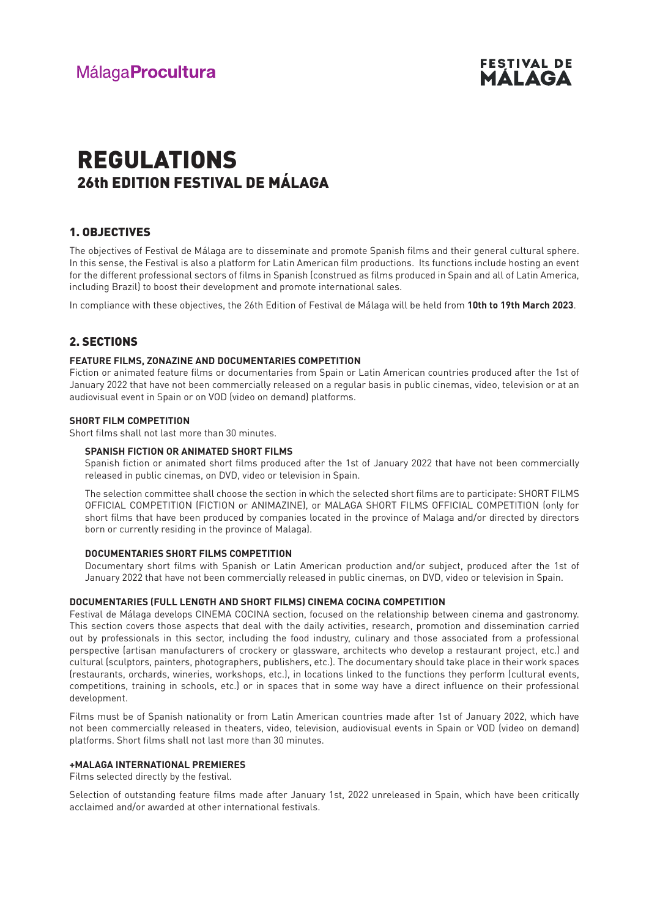# REGULATIONS
## 26th EDITION FESTIVAL DE MÁLAGA

## 1. OBJECTIVES

The objectives of Festival de Málaga are to disseminate and promote Spanish films and their general cultural sphere. In this sense, the Festival is also a platform for Latin American film productions. Its functions include hosting an event for the different professional sectors of films in Spanish (construed as films produced in Spain and all of Latin America, including Brazil) to boost their development and promote international sales.

In compliance with these objectives, the 26th Edition of Festival de Málaga will be held from **10th to 19th March 2023**.

## 2. SECTIONS

**FEATURE FILMS, ZONAZINE AND DOCUMENTARIES COMPETITION**

Fiction or animated feature films or documentaries from Spain or Latin American countries produced after the 1st of January 2022 that have not been commercially released on a regular basis in public cinemas, video, television or at an audiovisual event in Spain or on VOD (video on demand) platforms.

**SHORT FILM COMPETITION**

Short films shall not last more than 30 minutes.

**SPANISH FICTION OR ANIMATED SHORT FILMS**

Spanish fiction or animated short films produced after the 1st of January 2022 that have not been commercially released in public cinemas, on DVD, video or television in Spain.

The selection committee shall choose the section in which the selected short films are to participate: SHORT FILMS OFFICIAL COMPETITION (FICTION or ANIMAZINE), or MALAGA SHORT FILMS OFFICIAL COMPETITION (only for short films that have been produced by companies located in the province of Malaga and/or directed by directors born or currently residing in the province of Malaga).

**DOCUMENTARIES SHORT FILMS COMPETITION**

Documentary short films with Spanish or Latin American production and/or subject, produced after the 1st of January 2022 that have not been commercially released in public cinemas, on DVD, video or television in Spain.

**DOCUMENTARIES (FULL LENGTH AND SHORT FILMS) CINEMA COCINA COMPETITION**

Festival de Málaga develops CINEMA COCINA section, focused on the relationship between cinema and gastronomy. This section covers those aspects that deal with the daily activities, research, promotion and dissemination carried out by professionals in this sector, including the food industry, culinary and those associated from a professional perspective (artisan manufacturers of crockery or glassware, architects who develop a restaurant project, etc.) and cultural (sculptors, painters, photographers, publishers, etc.). The documentary should take place in their work spaces (restaurants, orchards, wineries, workshops, etc.), in locations linked to the functions they perform (cultural events, competitions, training in schools, etc.) or in spaces that in some way have a direct influence on their professional development.

Films must be of Spanish nationality or from Latin American countries made after 1st of January 2022, which have not been commercially released in theaters, video, television, audiovisual events in Spain or VOD (video on demand) platforms. Short films shall not last more than 30 minutes.

**+MALAGA INTERNATIONAL PREMIERES**

Films selected directly by the festival.

Selection of outstanding feature films made after January 1st, 2022 unreleased in Spain, which have been critically acclaimed and/or awarded at other international festivals.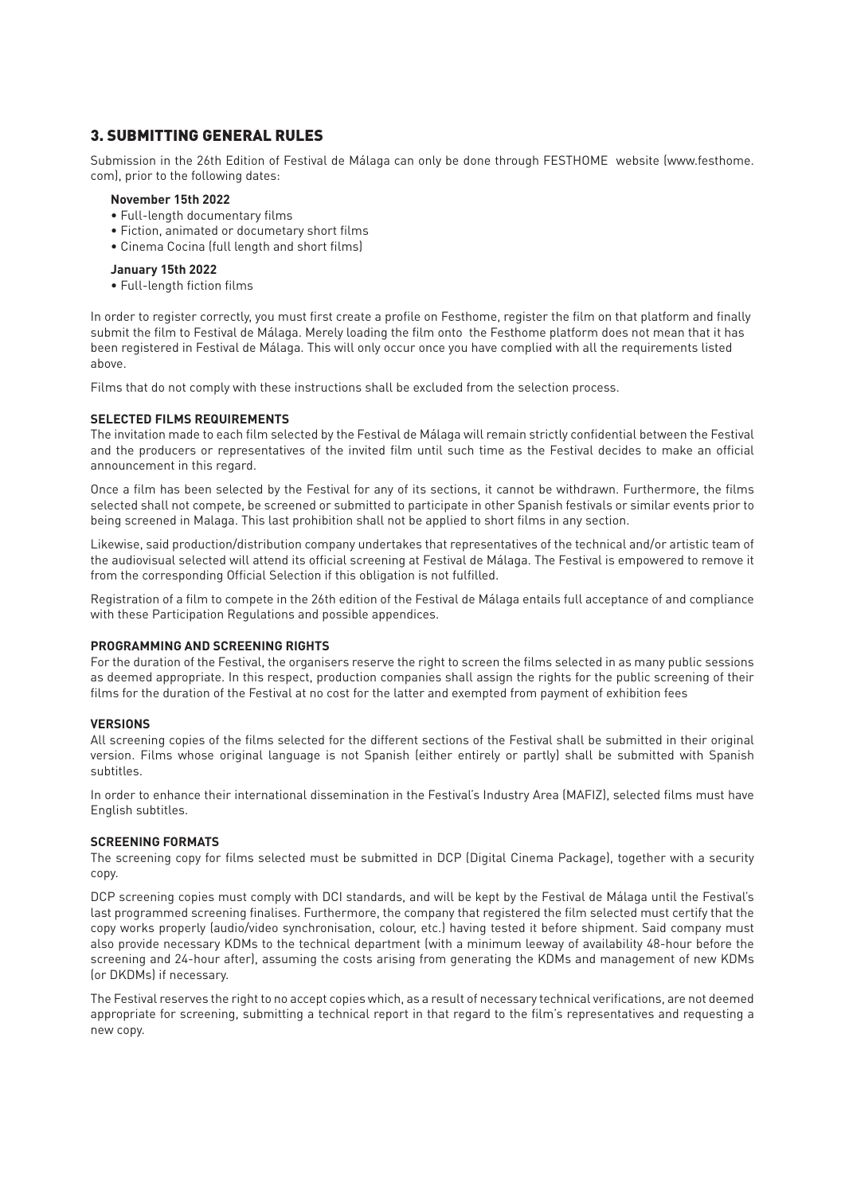## 3. SUBMITTING GENERAL RULES

Submission in the 26th Edition of Festival de Málaga can only be done through FESTHOME website (www.festhome.com), prior to the following dates:

**November 15th 2022**

- Full-length documentary films
- Fiction, animated or documetary short films
- Cinema Cocina (full length and short films)

**January 15th 2022**

- Full-length fiction films

In order to register correctly, you must first create a profile on Festhome, register the film on that platform and finally submit the film to Festival de Málaga. Merely loading the film onto the Festhome platform does not mean that it has been registered in Festival de Málaga. This will only occur once you have complied with all the requirements listed above.

Films that do not comply with these instructions shall be excluded from the selection process.

**SELECTED FILMS REQUIREMENTS**

The invitation made to each film selected by the Festival de Málaga will remain strictly confidential between the Festival and the producers or representatives of the invited film until such time as the Festival decides to make an official announcement in this regard.

Once a film has been selected by the Festival for any of its sections, it cannot be withdrawn. Furthermore, the films selected shall not compete, be screened or submitted to participate in other Spanish festivals or similar events prior to being screened in Malaga. This last prohibition shall not be applied to short films in any section.

Likewise, said production/distribution company undertakes that representatives of the technical and/or artistic team of the audiovisual selected will attend its official screening at Festival de Málaga. The Festival is empowered to remove it from the corresponding Official Selection if this obligation is not fulfilled.

Registration of a film to compete in the 26th edition of the Festival de Málaga entails full acceptance of and compliance with these Participation Regulations and possible appendices.

**PROGRAMMING AND SCREENING RIGHTS**

For the duration of the Festival, the organisers reserve the right to screen the films selected in as many public sessions as deemed appropriate. In this respect, production companies shall assign the rights for the public screening of their films for the duration of the Festival at no cost for the latter and exempted from payment of exhibition fees

**VERSIONS**

All screening copies of the films selected for the different sections of the Festival shall be submitted in their original version. Films whose original language is not Spanish (either entirely or partly) shall be submitted with Spanish subtitles.

In order to enhance their international dissemination in the Festival's Industry Area (MAFIZ), selected films must have English subtitles.

**SCREENING FORMATS**

The screening copy for films selected must be submitted in DCP (Digital Cinema Package), together with a security copy.

DCP screening copies must comply with DCI standards, and will be kept by the Festival de Málaga until the Festival's last programmed screening finalises. Furthermore, the company that registered the film selected must certify that the copy works properly (audio/video synchronisation, colour, etc.) having tested it before shipment. Said company must also provide necessary KDMs to the technical department (with a minimum leeway of availability 48-hour before the screening and 24-hour after), assuming the costs arising from generating the KDMs and management of new KDMs (or DKDMs) if necessary.

The Festival reserves the right to no accept copies which, as a result of necessary technical verifications, are not deemed appropriate for screening, submitting a technical report in that regard to the film's representatives and requesting a new copy.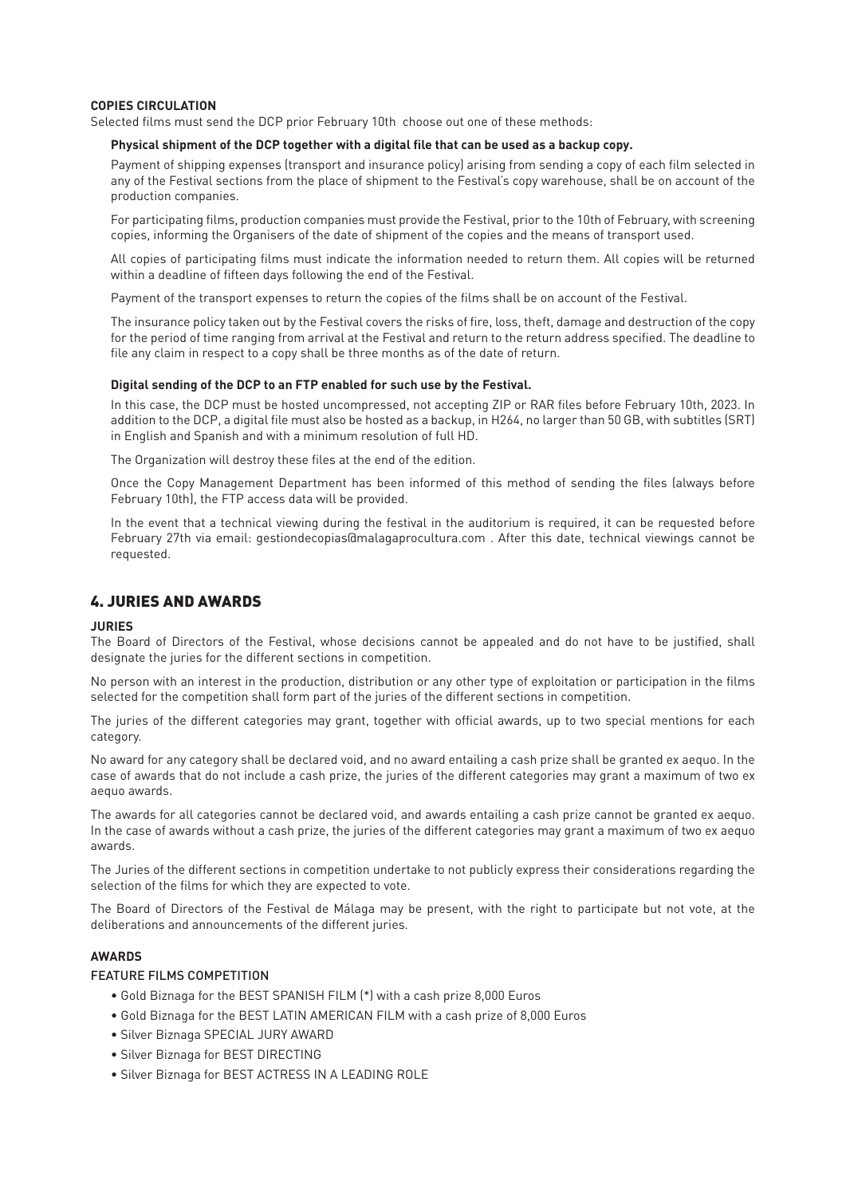**COPIES CIRCULATION**

Selected films must send the DCP prior February 10th choose out one of these methods:

**Physical shipment of the DCP together with a digital file that can be used as a backup copy.**

Payment of shipping expenses (transport and insurance policy) arising from sending a copy of each film selected in any of the Festival sections from the place of shipment to the Festival's copy warehouse, shall be on account of the production companies.

For participating films, production companies must provide the Festival, prior to the 10th of February, with screening copies, informing the Organisers of the date of shipment of the copies and the means of transport used.

All copies of participating films must indicate the information needed to return them. All copies will be returned within a deadline of fifteen days following the end of the Festival.

Payment of the transport expenses to return the copies of the films shall be on account of the Festival.

The insurance policy taken out by the Festival covers the risks of fire, loss, theft, damage and destruction of the copy for the period of time ranging from arrival at the Festival and return to the return address specified. The deadline to file any claim in respect to a copy shall be three months as of the date of return.

**Digital sending of the DCP to an FTP enabled for such use by the Festival.**

In this case, the DCP must be hosted uncompressed, not accepting ZIP or RAR files before February 10th, 2023. In addition to the DCP, a digital file must also be hosted as a backup, in H264, no larger than 50 GB, with subtitles (SRT) in English and Spanish and with a minimum resolution of full HD.

The Organization will destroy these files at the end of the edition.

Once the Copy Management Department has been informed of this method of sending the files (always before February 10th), the FTP access data will be provided.

In the event that a technical viewing during the festival in the auditorium is required, it can be requested before February 27th via email: gestiondecopias@malagaprocultura.com . After this date, technical viewings cannot be requested.

## 4. JURIES AND AWARDS

**JURIES**

The Board of Directors of the Festival, whose decisions cannot be appealed and do not have to be justified, shall designate the juries for the different sections in competition.

No person with an interest in the production, distribution or any other type of exploitation or participation in the films selected for the competition shall form part of the juries of the different sections in competition.

The juries of the different categories may grant, together with official awards, up to two special mentions for each category.

No award for any category shall be declared void, and no award entailing a cash prize shall be granted ex aequo. In the case of awards that do not include a cash prize, the juries of the different categories may grant a maximum of two ex aequo awards.

The awards for all categories cannot be declared void, and awards entailing a cash prize cannot be granted ex aequo. In the case of awards without a cash prize, the juries of the different categories may grant a maximum of two ex aequo awards.

The Juries of the different sections in competition undertake to not publicly express their considerations regarding the selection of the films for which they are expected to vote.

The Board of Directors of the Festival de Málaga may be present, with the right to participate but not vote, at the deliberations and announcements of the different juries.

**AWARDS**

FEATURE FILMS COMPETITION

- Gold Biznaga for the BEST SPANISH FILM (*) with a cash prize 8,000 Euros
- Gold Biznaga for the BEST LATIN AMERICAN FILM with a cash prize of 8,000 Euros
- Silver Biznaga SPECIAL JURY AWARD
- Silver Biznaga for BEST DIRECTING
- Silver Biznaga for BEST ACTRESS IN A LEADING ROLE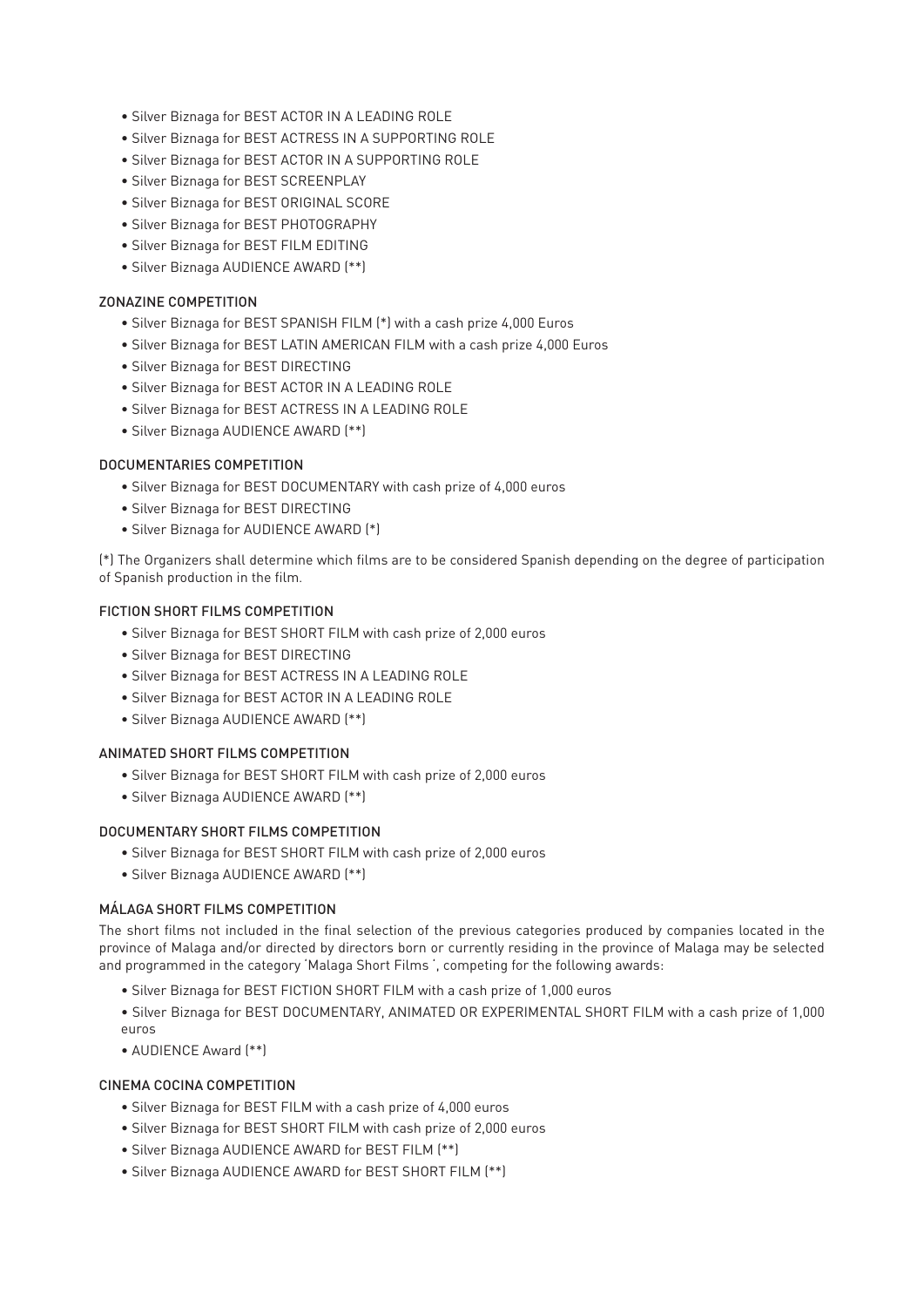- Silver Biznaga for BEST ACTOR IN A LEADING ROLE
- Silver Biznaga for BEST ACTRESS IN A SUPPORTING ROLE
- Silver Biznaga for BEST ACTOR IN A SUPPORTING ROLE
- Silver Biznaga for BEST SCREENPLAY
- Silver Biznaga for BEST ORIGINAL SCORE
- Silver Biznaga for BEST PHOTOGRAPHY
- Silver Biznaga for BEST FILM EDITING
- Silver Biznaga AUDIENCE AWARD (**)

### ZONAZINE COMPETITION

- Silver Biznaga for BEST SPANISH FILM (*) with a cash prize 4,000 Euros
- Silver Biznaga for BEST LATIN AMERICAN FILM with a cash prize 4,000 Euros
- Silver Biznaga for BEST DIRECTING
- Silver Biznaga for BEST ACTOR IN A LEADING ROLE
- Silver Biznaga for BEST ACTRESS IN A LEADING ROLE
- Silver Biznaga AUDIENCE AWARD (**)

### DOCUMENTARIES COMPETITION

- Silver Biznaga for BEST DOCUMENTARY with cash prize of 4,000 euros
- Silver Biznaga for BEST DIRECTING
- Silver Biznaga for AUDIENCE AWARD (*)

(*) The Organizers shall determine which films are to be considered Spanish depending on the degree of participation of Spanish production in the film.

### FICTION SHORT FILMS COMPETITION

- Silver Biznaga for BEST SHORT FILM with cash prize of 2,000 euros
- Silver Biznaga for BEST DIRECTING
- Silver Biznaga for BEST ACTRESS IN A LEADING ROLE
- Silver Biznaga for BEST ACTOR IN A LEADING ROLE
- Silver Biznaga AUDIENCE AWARD (**)

### ANIMATED SHORT FILMS COMPETITION

- Silver Biznaga for BEST SHORT FILM with cash prize of 2,000 euros
- Silver Biznaga AUDIENCE AWARD (**)

### DOCUMENTARY SHORT FILMS COMPETITION

- Silver Biznaga for BEST SHORT FILM with cash prize of 2,000 euros
- Silver Biznaga AUDIENCE AWARD (**)

### MÁLAGA SHORT FILMS COMPETITION

The short films not included in the final selection of the previous categories produced by companies located in the province of Malaga and/or directed by directors born or currently residing in the province of Malaga may be selected and programmed in the category 'Malaga Short Films ', competing for the following awards:

- Silver Biznaga for BEST FICTION SHORT FILM with a cash prize of 1,000 euros
- Silver Biznaga for BEST DOCUMENTARY, ANIMATED OR EXPERIMENTAL SHORT FILM with a cash prize of 1,000 euros
- AUDIENCE Award (**)

### CINEMA COCINA COMPETITION

- Silver Biznaga for BEST FILM with a cash prize of 4,000 euros
- Silver Biznaga for BEST SHORT FILM with cash prize of 2,000 euros
- Silver Biznaga AUDIENCE AWARD for BEST FILM (**)
- Silver Biznaga AUDIENCE AWARD for BEST SHORT FILM (**)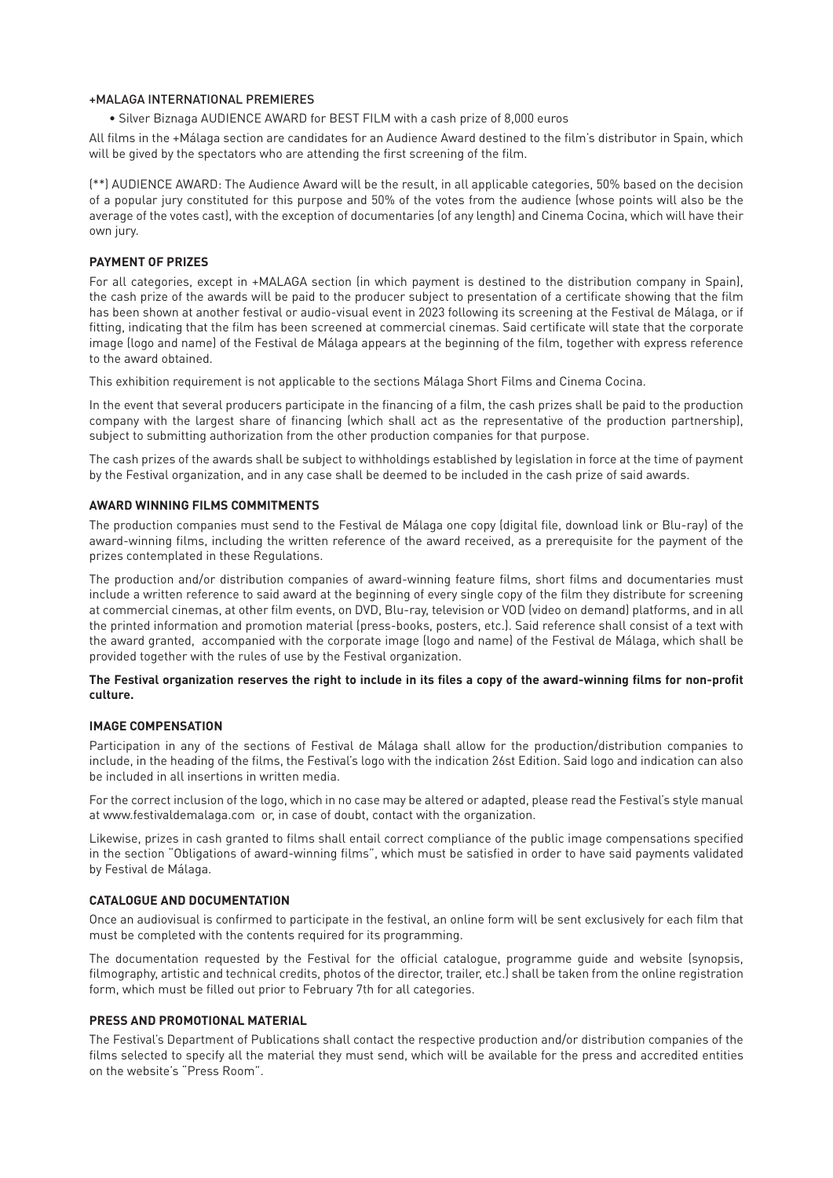#### +MALAGA INTERNATIONAL PREMIERES

- Silver Biznaga AUDIENCE AWARD for BEST FILM with a cash prize of 8,000 euros

All films in the +Málaga section are candidates for an Audience Award destined to the film's distributor in Spain, which will be gived by the spectators who are attending the first screening of the film.

(**) AUDIENCE AWARD: The Audience Award will be the result, in all applicable categories, 50% based on the decision of a popular jury constituted for this purpose and 50% of the votes from the audience (whose points will also be the average of the votes cast), with the exception of documentaries (of any length) and Cinema Cocina, which will have their own jury.

#### PAYMENT OF PRIZES

For all categories, except in +MALAGA section (in which payment is destined to the distribution company in Spain), the cash prize of the awards will be paid to the producer subject to presentation of a certificate showing that the film has been shown at another festival or audio-visual event in 2023 following its screening at the Festival de Málaga, or if fitting, indicating that the film has been screened at commercial cinemas. Said certificate will state that the corporate image (logo and name) of the Festival de Málaga appears at the beginning of the film, together with express reference to the award obtained.

This exhibition requirement is not applicable to the sections Málaga Short Films and Cinema Cocina.

In the event that several producers participate in the financing of a film, the cash prizes shall be paid to the production company with the largest share of financing (which shall act as the representative of the production partnership), subject to submitting authorization from the other production companies for that purpose.

The cash prizes of the awards shall be subject to withholdings established by legislation in force at the time of payment by the Festival organization, and in any case shall be deemed to be included in the cash prize of said awards.

#### AWARD WINNING FILMS COMMITMENTS

The production companies must send to the Festival de Málaga one copy (digital file, download link or Blu-ray) of the award-winning films, including the written reference of the award received, as a prerequisite for the payment of the prizes contemplated in these Regulations.

The production and/or distribution companies of award-winning feature films, short films and documentaries must include a written reference to said award at the beginning of every single copy of the film they distribute for screening at commercial cinemas, at other film events, on DVD, Blu-ray, television or VOD (video on demand) platforms, and in all the printed information and promotion material (press-books, posters, etc.). Said reference shall consist of a text with the award granted, accompanied with the corporate image (logo and name) of the Festival de Málaga, which shall be provided together with the rules of use by the Festival organization.

**The Festival organization reserves the right to include in its files a copy of the award-winning films for non-profit culture.**

#### IMAGE COMPENSATION

Participation in any of the sections of Festival de Málaga shall allow for the production/distribution companies to include, in the heading of the films, the Festival's logo with the indication 26st Edition. Said logo and indication can also be included in all insertions in written media.

For the correct inclusion of the logo, which in no case may be altered or adapted, please read the Festival's style manual at www.festivaldemalaga.com or, in case of doubt, contact with the organization.

Likewise, prizes in cash granted to films shall entail correct compliance of the public image compensations specified in the section "Obligations of award-winning films", which must be satisfied in order to have said payments validated by Festival de Málaga.

#### CATALOGUE AND DOCUMENTATION

Once an audiovisual is confirmed to participate in the festival, an online form will be sent exclusively for each film that must be completed with the contents required for its programming.

The documentation requested by the Festival for the official catalogue, programme guide and website (synopsis, filmography, artistic and technical credits, photos of the director, trailer, etc.) shall be taken from the online registration form, which must be filled out prior to February 7th for all categories.

#### PRESS AND PROMOTIONAL MATERIAL

The Festival's Department of Publications shall contact the respective production and/or distribution companies of the films selected to specify all the material they must send, which will be available for the press and accredited entities on the website's "Press Room".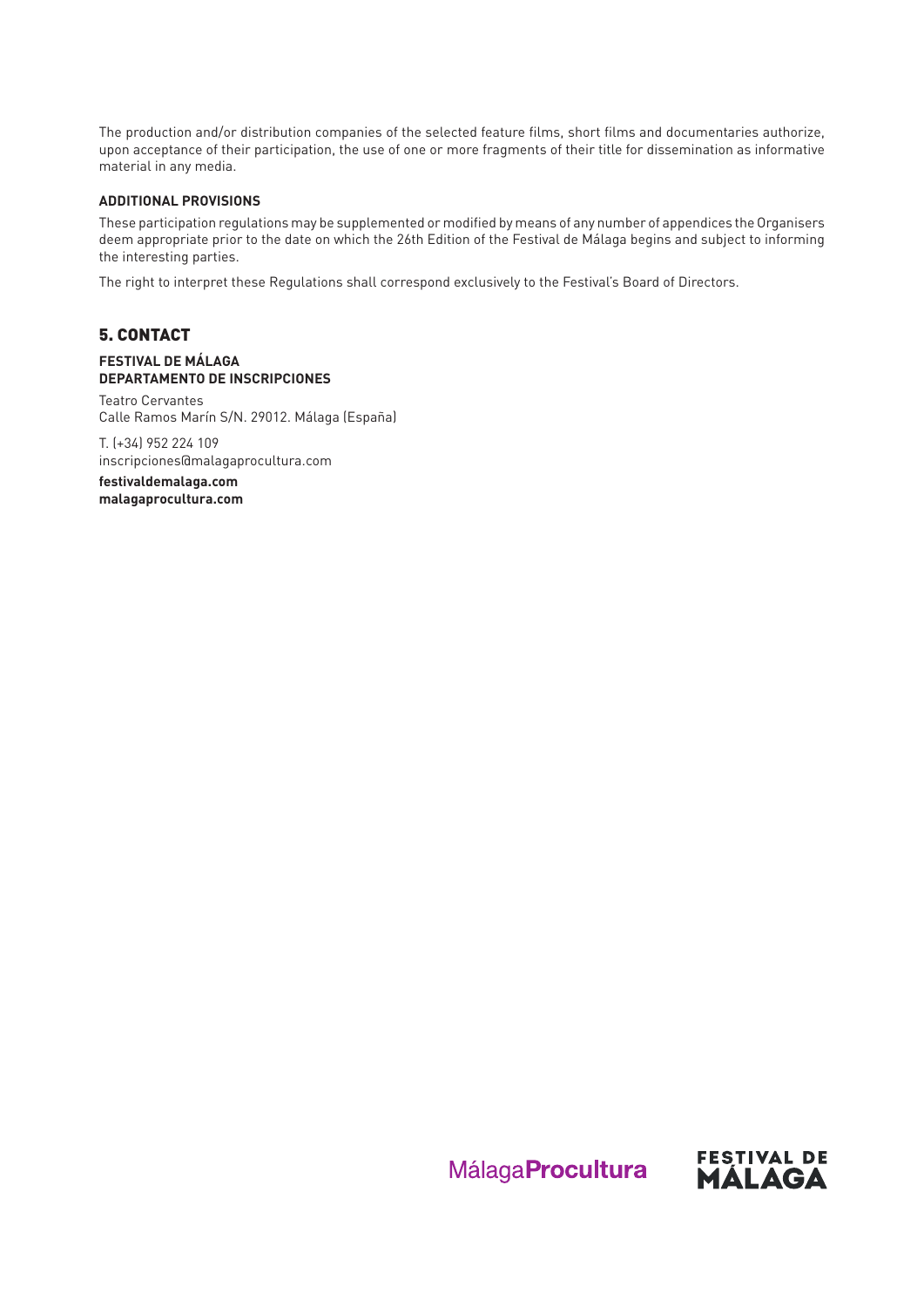The production and/or distribution companies of the selected feature films, short films and documentaries authorize, upon acceptance of their participation, the use of one or more fragments of their title for dissemination as informative material in any media.

**ADDITIONAL PROVISIONS**

These participation regulations may be supplemented or modified by means of any number of appendices the Organisers deem appropriate prior to the date on which the 26th Edition of the Festival de Málaga begins and subject to informing the interesting parties.

The right to interpret these Regulations shall correspond exclusively to the Festival's Board of Directors.

## 5. CONTACT

**FESTIVAL DE MÁLAGA**
**DEPARTAMENTO DE INSCRIPCIONES**

Teatro Cervantes
Calle Ramos Marín S/N. 29012. Málaga (España)

T. (+34) 952 224 109
inscripciones@malagaprocultura.com

**festivaldemalaga.com**
**malagaprocultura.com**

MálagaProcultura

FESTIVAL DE MÁLAGA